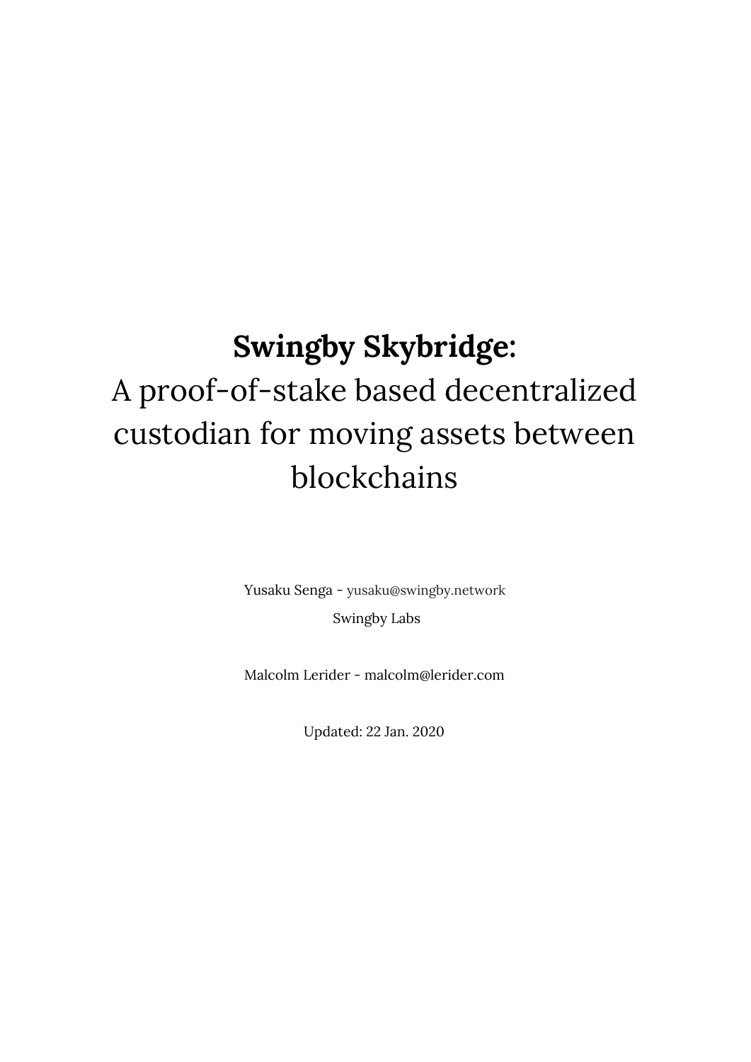# **Swingby Skybridge**:

# A proof-of-stake based decentralized custodian for moving assets between blockchains

Yusaku Senga - yusaku@swingby.network

Swingby Labs

Malcolm Lerider - malcolm@lerider.com

Updated: 22 Jan. 2020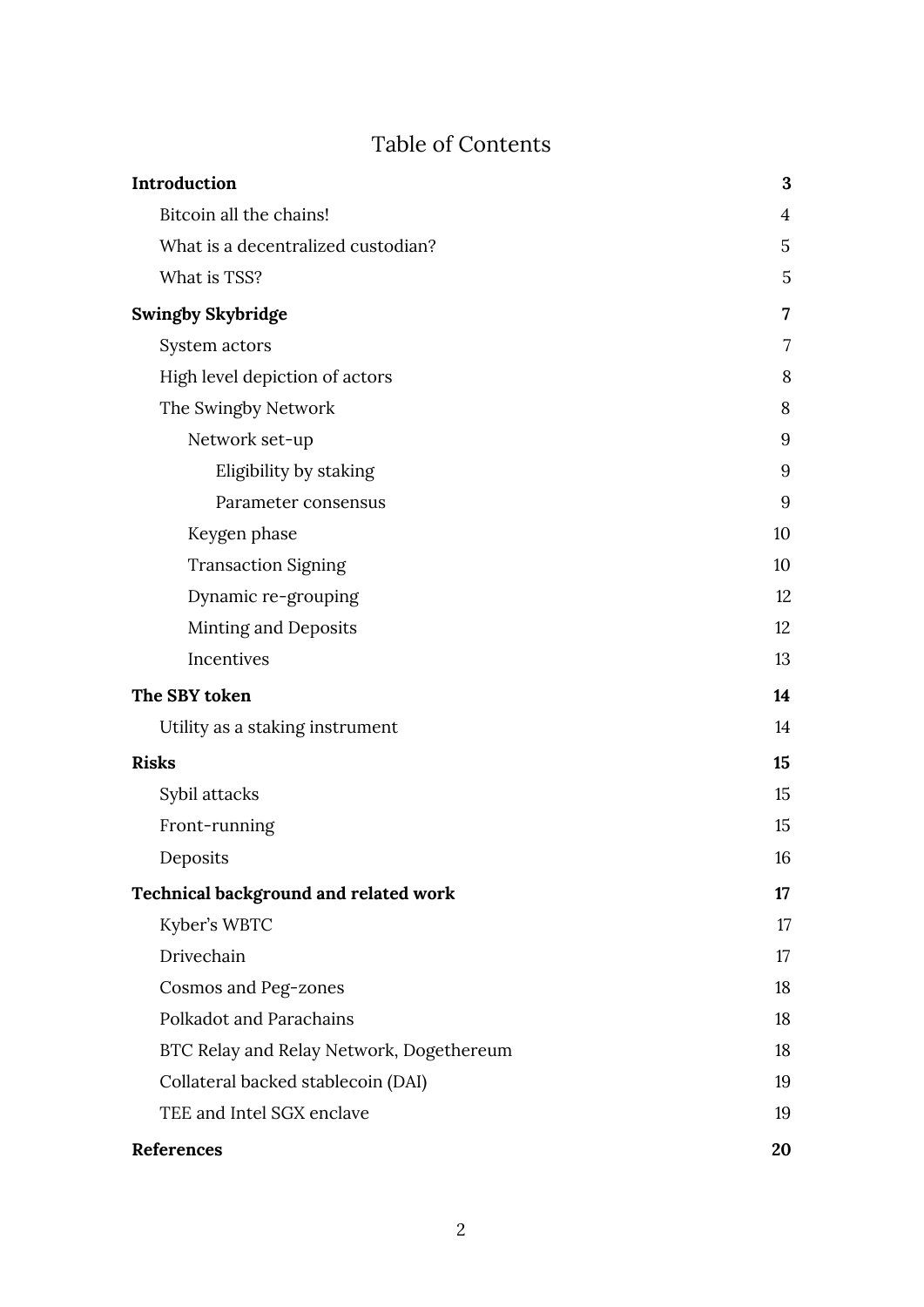# Table of Contents

| | |
|---|---|
| **Introduction** | **3** |
| Bitcoin all the chains! | 4 |
| What is a decentralized custodian? | 5 |
| What is TSS? | 5 |
| **Swingby Skybridge** | **7** |
| System actors | 7 |
| High level depiction of actors | 8 |
| The Swingby Network | 8 |
| Network set-up | 9 |
| Eligibility by staking | 9 |
| Parameter consensus | 9 |
| Keygen phase | 10 |
| Transaction Signing | 10 |
| Dynamic re-grouping | 12 |
| Minting and Deposits | 12 |
| Incentives | 13 |
| **The SBY token** | **14** |
| Utility as a staking instrument | 14 |
| **Risks** | **15** |
| Sybil attacks | 15 |
| Front-running | 15 |
| Deposits | 16 |
| **Technical background and related work** | **17** |
| Kyber's WBTC | 17 |
| Drivechain | 17 |
| Cosmos and Peg-zones | 18 |
| Polkadot and Parachains | 18 |
| BTC Relay and Relay Network, Dogethereum | 18 |
| Collateral backed stablecoin (DAI) | 19 |
| TEE and Intel SGX enclave | 19 |
| **References** | **20** |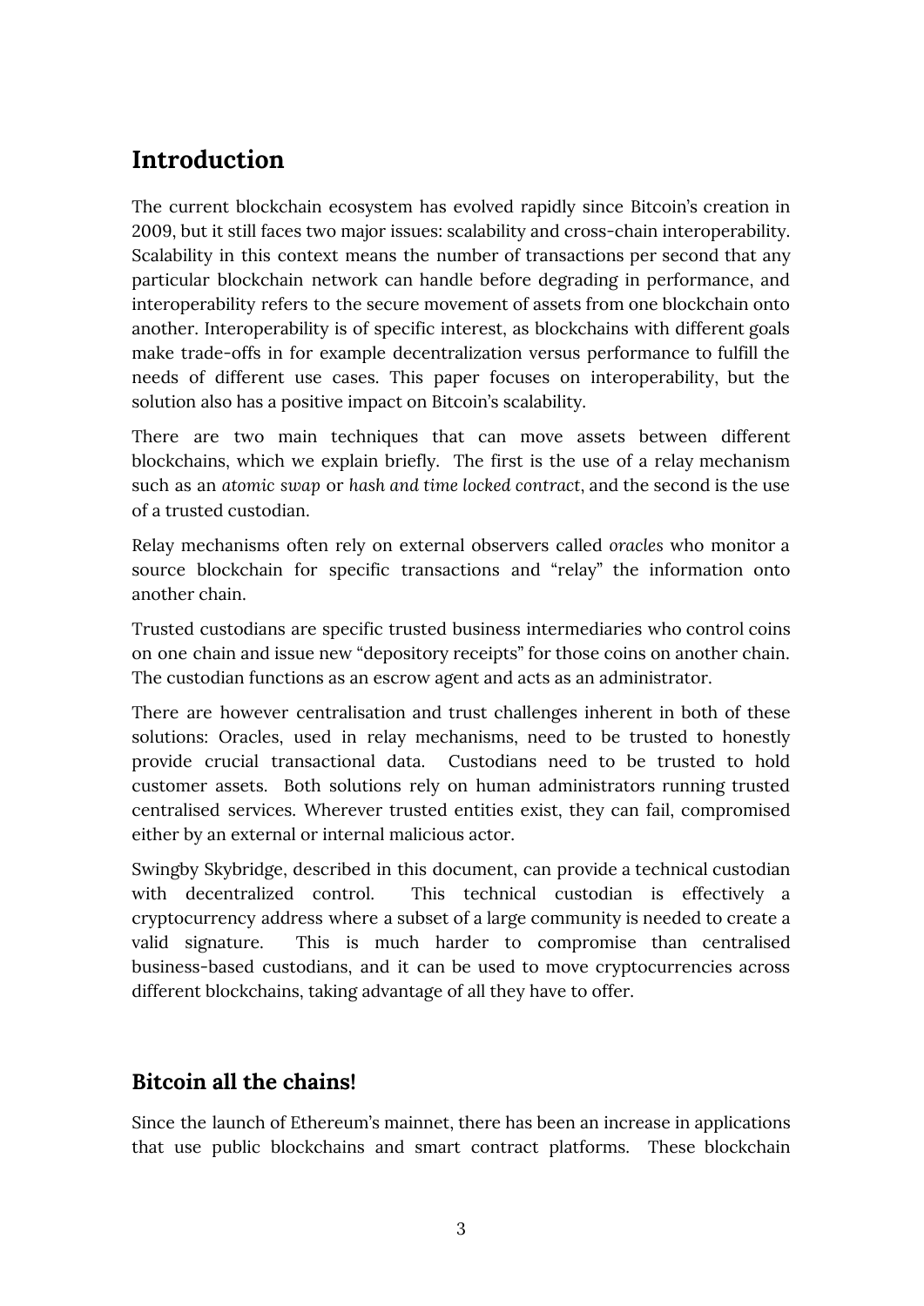## Introduction

The current blockchain ecosystem has evolved rapidly since Bitcoin's creation in 2009, but it still faces two major issues: scalability and cross-chain interoperability. Scalability in this context means the number of transactions per second that any particular blockchain network can handle before degrading in performance, and interoperability refers to the secure movement of assets from one blockchain onto another. Interoperability is of specific interest, as blockchains with different goals make trade-offs in for example decentralization versus performance to fulfill the needs of different use cases. This paper focuses on interoperability, but the solution also has a positive impact on Bitcoin's scalability.

There are two main techniques that can move assets between different blockchains, which we explain briefly. The first is the use of a relay mechanism such as an *atomic swap* or *hash and time locked contract*, and the second is the use of a trusted custodian.

Relay mechanisms often rely on external observers called *oracles* who monitor a source blockchain for specific transactions and "relay" the information onto another chain.

Trusted custodians are specific trusted business intermediaries who control coins on one chain and issue new "depository receipts" for those coins on another chain. The custodian functions as an escrow agent and acts as an administrator.

There are however centralisation and trust challenges inherent in both of these solutions: Oracles, used in relay mechanisms, need to be trusted to honestly provide crucial transactional data. Custodians need to be trusted to hold customer assets. Both solutions rely on human administrators running trusted centralised services. Wherever trusted entities exist, they can fail, compromised either by an external or internal malicious actor.

Swingby Skybridge, described in this document, can provide a technical custodian with decentralized control. This technical custodian is effectively a cryptocurrency address where a subset of a large community is needed to create a valid signature. This is much harder to compromise than centralised business-based custodians, and it can be used to move cryptocurrencies across different blockchains, taking advantage of all they have to offer.

## Bitcoin all the chains!

Since the launch of Ethereum's mainnet, there has been an increase in applications that use public blockchains and smart contract platforms. These blockchain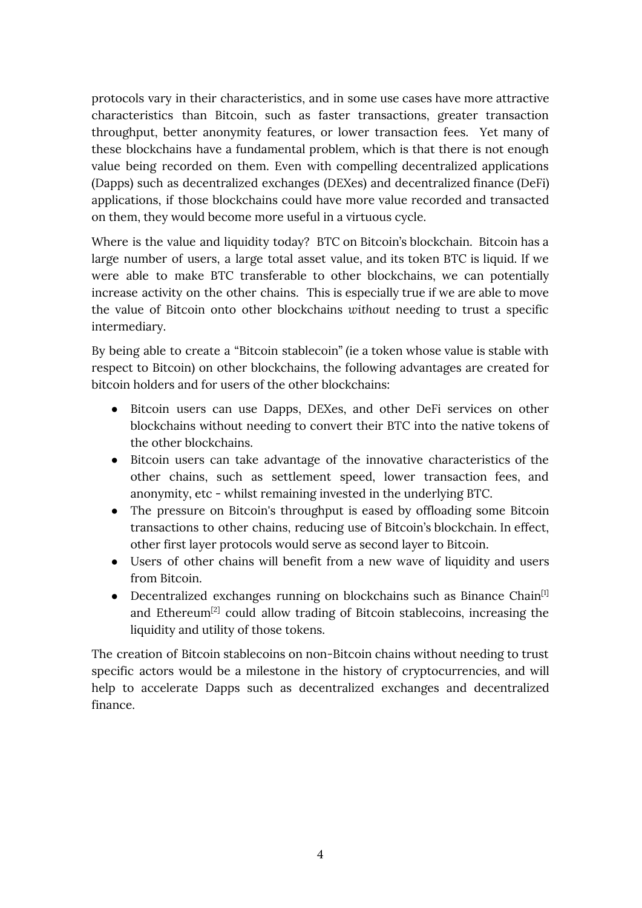protocols vary in their characteristics, and in some use cases have more attractive characteristics than Bitcoin, such as faster transactions, greater transaction throughput, better anonymity features, or lower transaction fees. Yet many of these blockchains have a fundamental problem, which is that there is not enough value being recorded on them. Even with compelling decentralized applications (Dapps) such as decentralized exchanges (DEXes) and decentralized finance (DeFi) applications, if those blockchains could have more value recorded and transacted on them, they would become more useful in a virtuous cycle.

Where is the value and liquidity today? BTC on Bitcoin's blockchain. Bitcoin has a large number of users, a large total asset value, and its token BTC is liquid. If we were able to make BTC transferable to other blockchains, we can potentially increase activity on the other chains. This is especially true if we are able to move the value of Bitcoin onto other blockchains *without* needing to trust a specific intermediary.

By being able to create a "Bitcoin stablecoin" (ie a token whose value is stable with respect to Bitcoin) on other blockchains, the following advantages are created for bitcoin holders and for users of the other blockchains:

- Bitcoin users can use Dapps, DEXes, and other DeFi services on other blockchains without needing to convert their BTC into the native tokens of the other blockchains.
- Bitcoin users can take advantage of the innovative characteristics of the other chains, such as settlement speed, lower transaction fees, and anonymity, etc - whilst remaining invested in the underlying BTC.
- The pressure on Bitcoin's throughput is eased by offloading some Bitcoin transactions to other chains, reducing use of Bitcoin's blockchain. In effect, other first layer protocols would serve as second layer to Bitcoin.
- Users of other chains will benefit from a new wave of liquidity and users from Bitcoin.
- Decentralized exchanges running on blockchains such as Binance Chain[1] and Ethereum[2] could allow trading of Bitcoin stablecoins, increasing the liquidity and utility of those tokens.

The creation of Bitcoin stablecoins on non-Bitcoin chains without needing to trust specific actors would be a milestone in the history of cryptocurrencies, and will help to accelerate Dapps such as decentralized exchanges and decentralized finance.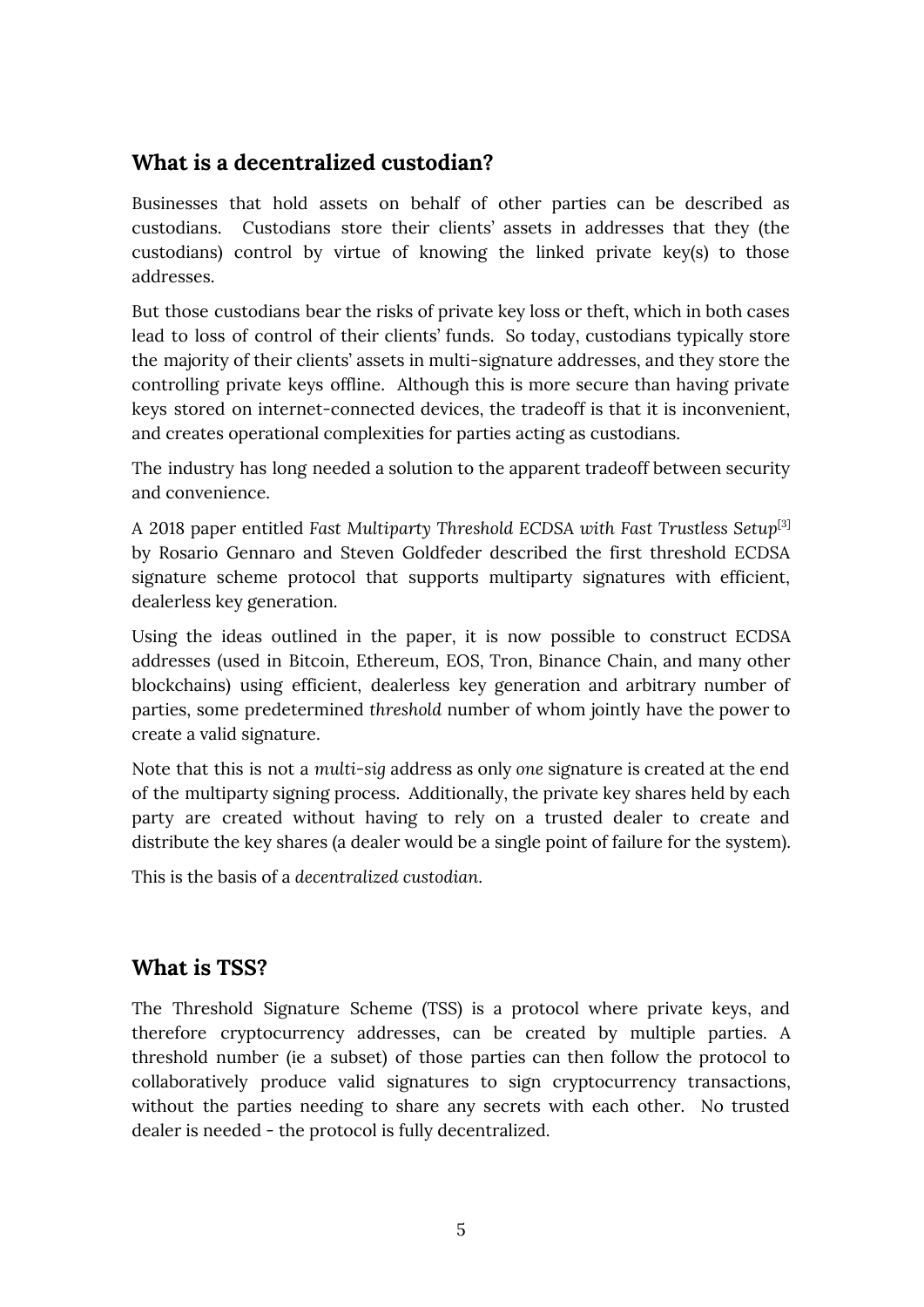## What is a decentralized custodian?

Businesses that hold assets on behalf of other parties can be described as custodians. Custodians store their clients' assets in addresses that they (the custodians) control by virtue of knowing the linked private key(s) to those addresses.

But those custodians bear the risks of private key loss or theft, which in both cases lead to loss of control of their clients' funds. So today, custodians typically store the majority of their clients' assets in multi-signature addresses, and they store the controlling private keys offline. Although this is more secure than having private keys stored on internet-connected devices, the tradeoff is that it is inconvenient, and creates operational complexities for parties acting as custodians.

The industry has long needed a solution to the apparent tradeoff between security and convenience.

A 2018 paper entitled *Fast Multiparty Threshold ECDSA with Fast Trustless Setup*[3] by Rosario Gennaro and Steven Goldfeder described the first threshold ECDSA signature scheme protocol that supports multiparty signatures with efficient, dealerless key generation.

Using the ideas outlined in the paper, it is now possible to construct ECDSA addresses (used in Bitcoin, Ethereum, EOS, Tron, Binance Chain, and many other blockchains) using efficient, dealerless key generation and arbitrary number of parties, some predetermined *threshold* number of whom jointly have the power to create a valid signature.

Note that this is not a *multi-sig* address as only *one* signature is created at the end of the multiparty signing process. Additionally, the private key shares held by each party are created without having to rely on a trusted dealer to create and distribute the key shares (a dealer would be a single point of failure for the system).

This is the basis of a *decentralized custodian.*

## What is TSS?

The Threshold Signature Scheme (TSS) is a protocol where private keys, and therefore cryptocurrency addresses, can be created by multiple parties. A threshold number (ie a subset) of those parties can then follow the protocol to collaboratively produce valid signatures to sign cryptocurrency transactions, without the parties needing to share any secrets with each other. No trusted dealer is needed - the protocol is fully decentralized.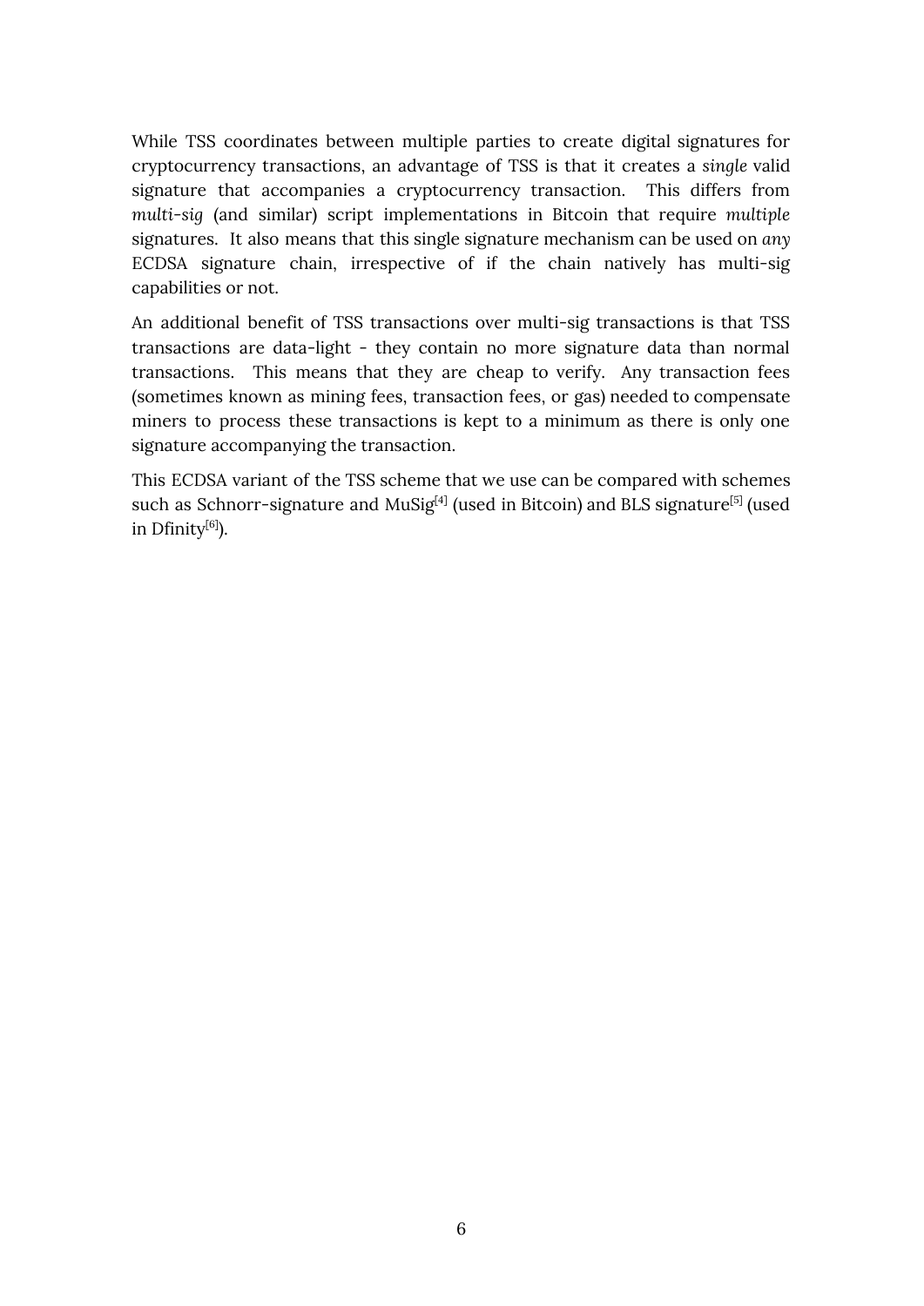While TSS coordinates between multiple parties to create digital signatures for cryptocurrency transactions, an advantage of TSS is that it creates a *single* valid signature that accompanies a cryptocurrency transaction. This differs from *multi-sig* (and similar) script implementations in Bitcoin that require *multiple* signatures. It also means that this single signature mechanism can be used on *any* ECDSA signature chain, irrespective of if the chain natively has multi-sig capabilities or not.

An additional benefit of TSS transactions over multi-sig transactions is that TSS transactions are data-light - they contain no more signature data than normal transactions. This means that they are cheap to verify. Any transaction fees (sometimes known as mining fees, transaction fees, or gas) needed to compensate miners to process these transactions is kept to a minimum as there is only one signature accompanying the transaction.

This ECDSA variant of the TSS scheme that we use can be compared with schemes such as Schnorr-signature and MuSig[4] (used in Bitcoin) and BLS signature[5] (used in Dfinity[6]).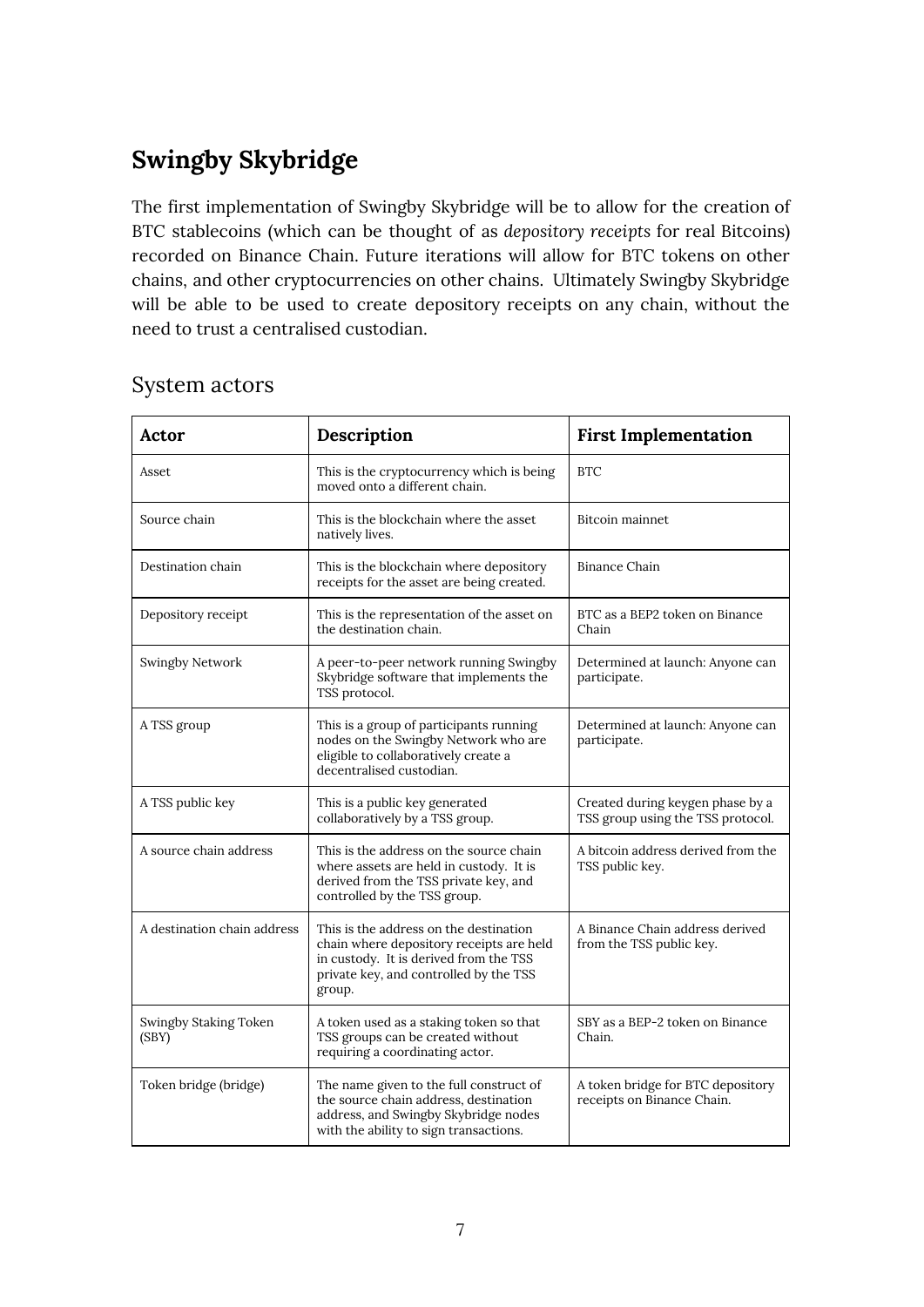## Swingby Skybridge

The first implementation of Swingby Skybridge will be to allow for the creation of BTC stablecoins (which can be thought of as *depository receipts* for real Bitcoins) recorded on Binance Chain. Future iterations will allow for BTC tokens on other chains, and other cryptocurrencies on other chains. Ultimately Swingby Skybridge will be able to be used to create depository receipts on any chain, without the need to trust a centralised custodian.

### System actors

| Actor | Description | First Implementation |
|---|---|---|
| Asset | This is the cryptocurrency which is being moved onto a different chain. | BTC |
| Source chain | This is the blockchain where the asset natively lives. | Bitcoin mainnet |
| Destination chain | This is the blockchain where depository receipts for the asset are being created. | Binance Chain |
| Depository receipt | This is the representation of the asset on the destination chain. | BTC as a BEP2 token on Binance Chain |
| Swingby Network | A peer-to-peer network running Swingby Skybridge software that implements the TSS protocol. | Determined at launch: Anyone can participate. |
| A TSS group | This is a group of participants running nodes on the Swingby Network who are eligible to collaboratively create a decentralised custodian. | Determined at launch: Anyone can participate. |
| A TSS public key | This is a public key generated collaboratively by a TSS group. | Created during keygen phase by a TSS group using the TSS protocol. |
| A source chain address | This is the address on the source chain where assets are held in custody. It is derived from the TSS private key, and controlled by the TSS group. | A bitcoin address derived from the TSS public key. |
| A destination chain address | This is the address on the destination chain where depository receipts are held in custody. It is derived from the TSS private key, and controlled by the TSS group. | A Binance Chain address derived from the TSS public key. |
| Swingby Staking Token (SBY) | A token used as a staking token so that TSS groups can be created without requiring a coordinating actor. | SBY as a BEP-2 token on Binance Chain. |
| Token bridge (bridge) | The name given to the full construct of the source chain address, destination address, and Swingby Skybridge nodes with the ability to sign transactions. | A token bridge for BTC depository receipts on Binance Chain. |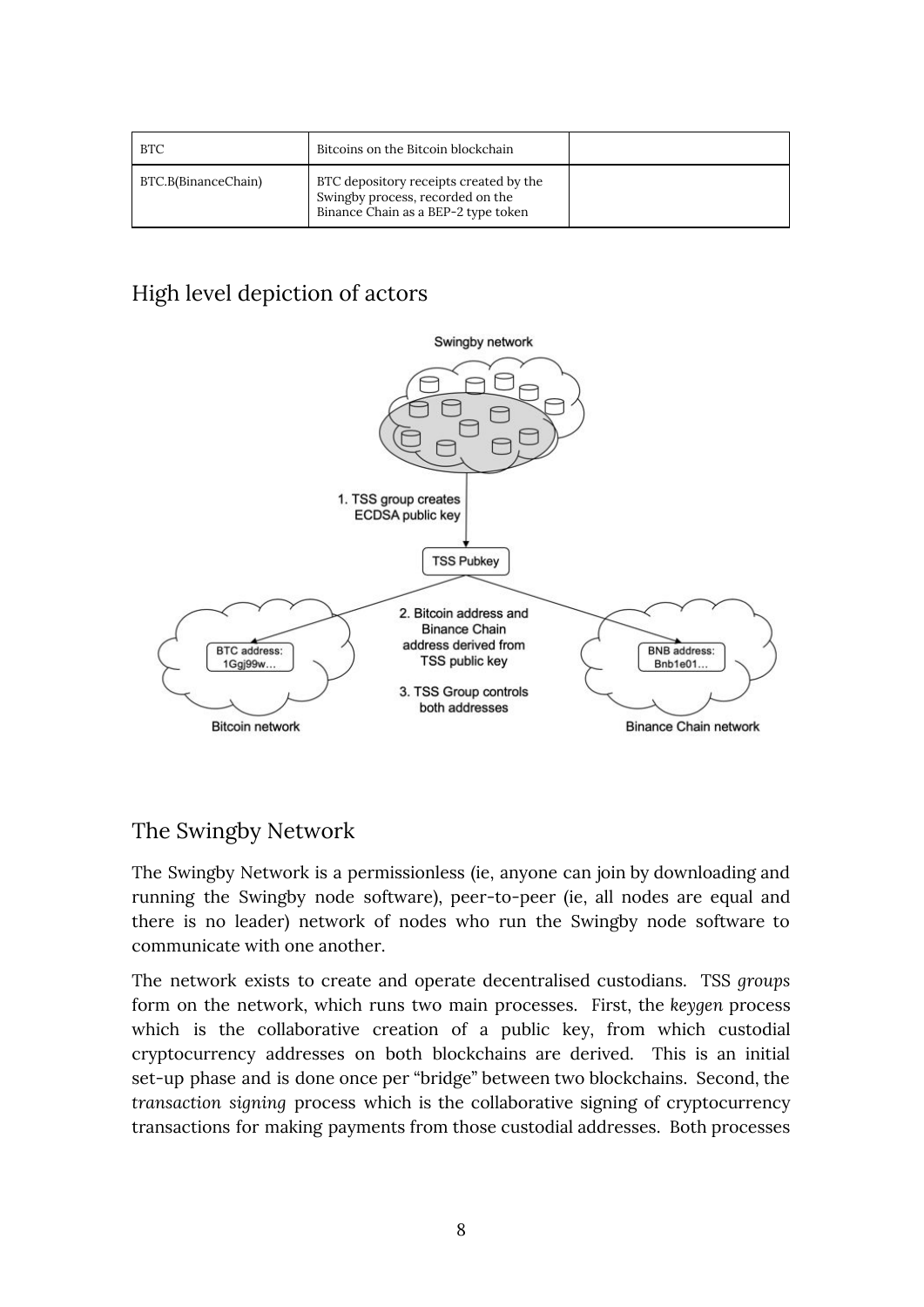| BTC | Bitcoins on the Bitcoin blockchain | |
|---|---|---|
| BTC.B(BinanceChain) | BTC depository receipts created by the Swingby process, recorded on the Binance Chain as a BEP-2 type token | |

## High level depiction of actors

## The Swingby Network

The Swingby Network is a permissionless (ie, anyone can join by downloading and running the Swingby node software), peer-to-peer (ie, all nodes are equal and there is no leader) network of nodes who run the Swingby node software to communicate with one another.

The network exists to create and operate decentralised custodians. TSS *groups* form on the network, which runs two main processes. First, the *keygen* process which is the collaborative creation of a public key, from which custodial cryptocurrency addresses on both blockchains are derived. This is an initial set-up phase and is done once per "bridge" between two blockchains. Second, the *transaction signing* process which is the collaborative signing of cryptocurrency transactions for making payments from those custodial addresses. Both processes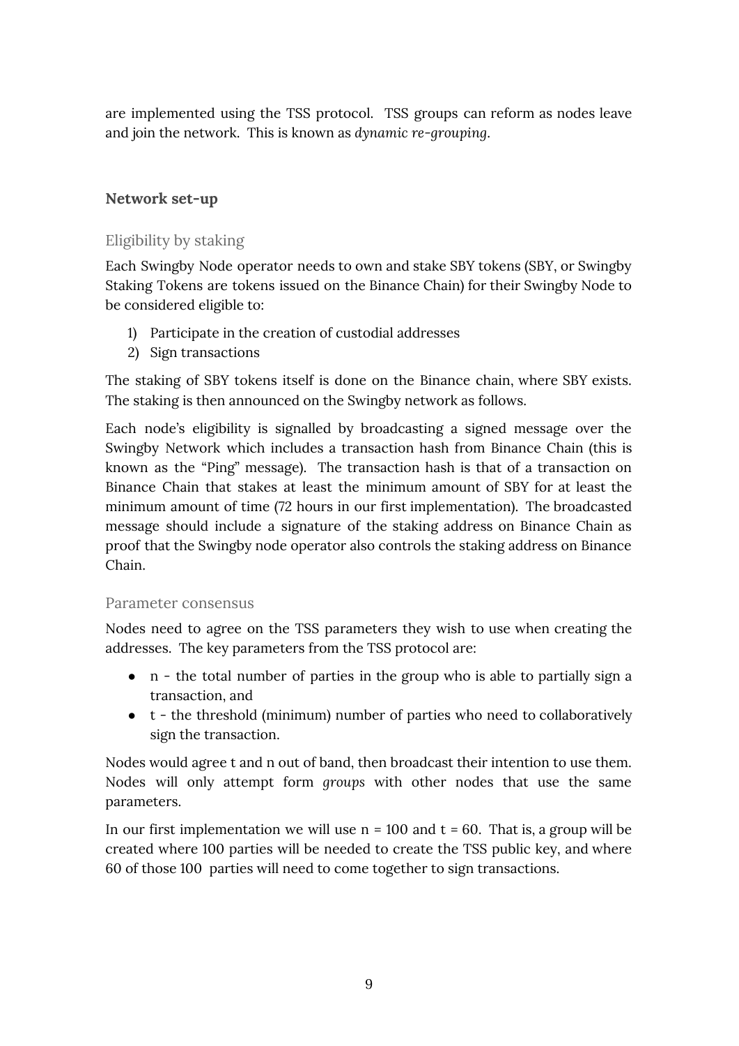are implemented using the TSS protocol. TSS groups can reform as nodes leave and join the network. This is known as *dynamic re-grouping*.

## Network set-up

### Eligibility by staking

Each Swingby Node operator needs to own and stake SBY tokens (SBY, or Swingby Staking Tokens are tokens issued on the Binance Chain) for their Swingby Node to be considered eligible to:

1) Participate in the creation of custodial addresses
2) Sign transactions

The staking of SBY tokens itself is done on the Binance chain, where SBY exists. The staking is then announced on the Swingby network as follows.

Each node's eligibility is signalled by broadcasting a signed message over the Swingby Network which includes a transaction hash from Binance Chain (this is known as the "Ping" message). The transaction hash is that of a transaction on Binance Chain that stakes at least the minimum amount of SBY for at least the minimum amount of time (72 hours in our first implementation). The broadcasted message should include a signature of the staking address on Binance Chain as proof that the Swingby node operator also controls the staking address on Binance Chain.

### Parameter consensus

Nodes need to agree on the TSS parameters they wish to use when creating the addresses. The key parameters from the TSS protocol are:

- n - the total number of parties in the group who is able to partially sign a transaction, and
- t - the threshold (minimum) number of parties who need to collaboratively sign the transaction.

Nodes would agree t and n out of band, then broadcast their intention to use them. Nodes will only attempt form *groups* with other nodes that use the same parameters.

In our first implementation we will use $n = 100$ and $t = 60$. That is, a group will be created where 100 parties will be needed to create the TSS public key, and where 60 of those 100 parties will need to come together to sign transactions.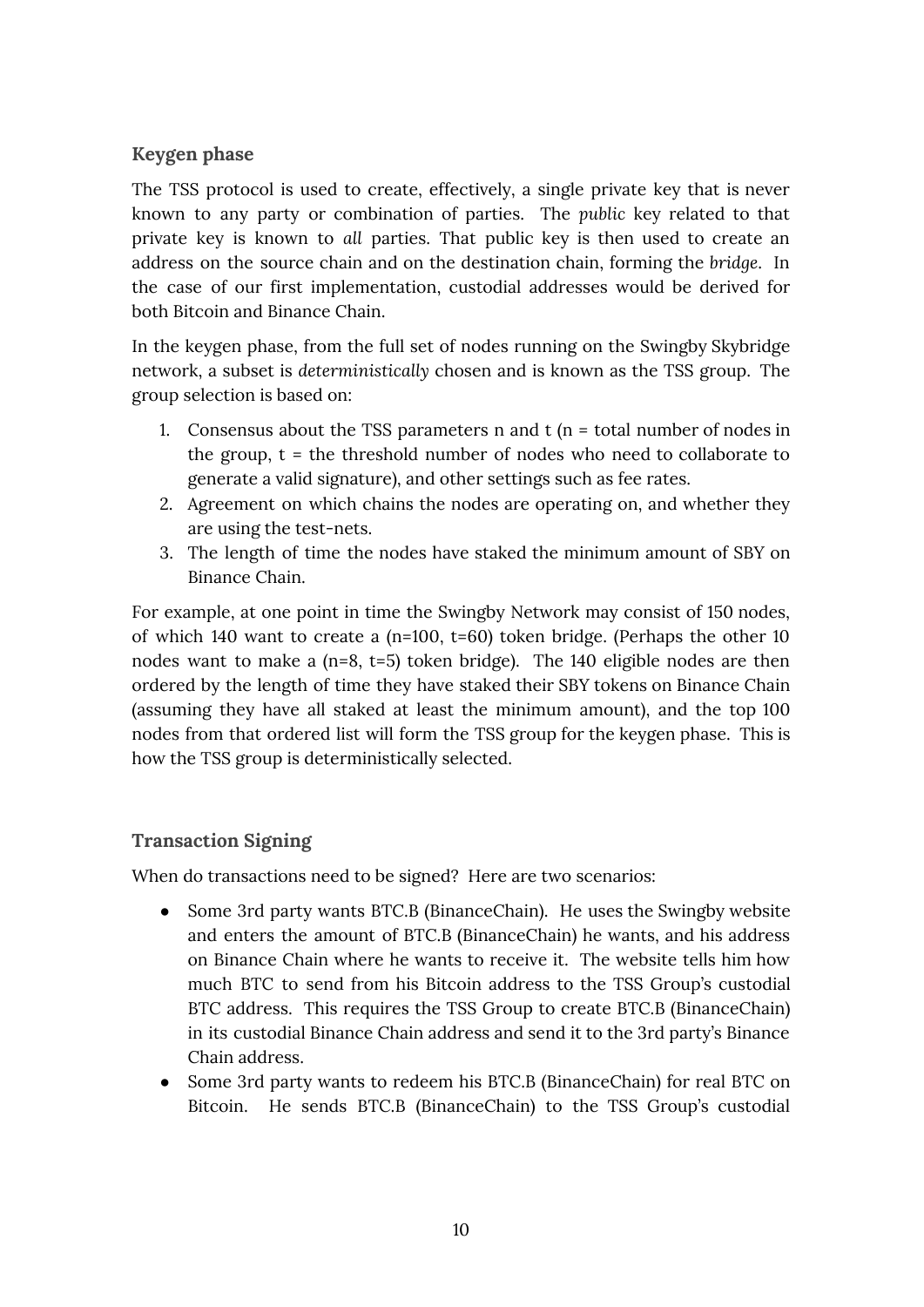### Keygen phase

The TSS protocol is used to create, effectively, a single private key that is never known to any party or combination of parties. The *public* key related to that private key is known to *all* parties. That public key is then used to create an address on the source chain and on the destination chain, forming the *bridge*. In the case of our first implementation, custodial addresses would be derived for both Bitcoin and Binance Chain.

In the keygen phase, from the full set of nodes running on the Swingby Skybridge network, a subset is *deterministically* chosen and is known as the TSS group. The group selection is based on:

1. Consensus about the TSS parameters n and t (n = total number of nodes in the group, t = the threshold number of nodes who need to collaborate to generate a valid signature), and other settings such as fee rates.
2. Agreement on which chains the nodes are operating on, and whether they are using the test-nets.
3. The length of time the nodes have staked the minimum amount of SBY on Binance Chain.

For example, at one point in time the Swingby Network may consist of 150 nodes, of which 140 want to create a (n=100, t=60) token bridge. (Perhaps the other 10 nodes want to make a (n=8, t=5) token bridge). The 140 eligible nodes are then ordered by the length of time they have staked their SBY tokens on Binance Chain (assuming they have all staked at least the minimum amount), and the top 100 nodes from that ordered list will form the TSS group for the keygen phase. This is how the TSS group is deterministically selected.

### Transaction Signing

When do transactions need to be signed? Here are two scenarios:

- Some 3rd party wants BTC.B (BinanceChain). He uses the Swingby website and enters the amount of BTC.B (BinanceChain) he wants, and his address on Binance Chain where he wants to receive it. The website tells him how much BTC to send from his Bitcoin address to the TSS Group's custodial BTC address. This requires the TSS Group to create BTC.B (BinanceChain) in its custodial Binance Chain address and send it to the 3rd party's Binance Chain address.
- Some 3rd party wants to redeem his BTC.B (BinanceChain) for real BTC on Bitcoin. He sends BTC.B (BinanceChain) to the TSS Group's custodial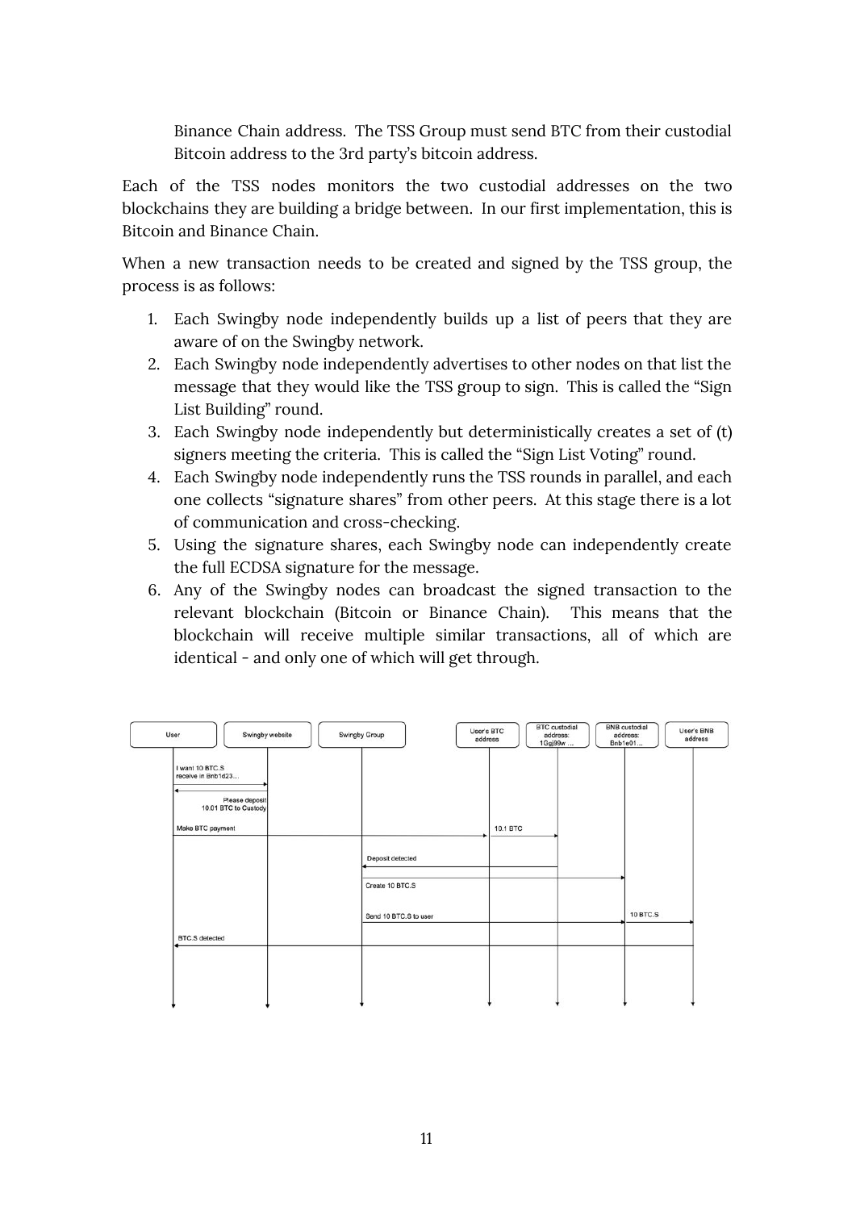Binance Chain address. The TSS Group must send BTC from their custodial Bitcoin address to the 3rd party's bitcoin address.

Each of the TSS nodes monitors the two custodial addresses on the two blockchains they are building a bridge between. In our first implementation, this is Bitcoin and Binance Chain.

When a new transaction needs to be created and signed by the TSS group, the process is as follows:

1. Each Swingby node independently builds up a list of peers that they are aware of on the Swingby network.
2. Each Swingby node independently advertises to other nodes on that list the message that they would like the TSS group to sign. This is called the "Sign List Building" round.
3. Each Swingby node independently but deterministically creates a set of (t) signers meeting the criteria. This is called the "Sign List Voting" round.
4. Each Swingby node independently runs the TSS rounds in parallel, and each one collects "signature shares" from other peers. At this stage there is a lot of communication and cross-checking.
5. Using the signature shares, each Swingby node can independently create the full ECDSA signature for the message.
6. Any of the Swingby nodes can broadcast the signed transaction to the relevant blockchain (Bitcoin or Binance Chain). This means that the blockchain will receive multiple similar transactions, all of which are identical - and only one of which will get through.

User | Swingby website | Swingby Group | User's BTC address | BTC custodial address: 1Ggj99w ... | BNB custodial address: Bnb1e01... | User's BNB address

I want 10 BTC.S receive in Bnb1d23...

Please deposit 10.01 BTC to Custody

Make BTC payment

10.1 BTC

Deposit detected

Create 10 BTC.S

Send 10 BTC.S to user

10 BTC.S

BTC.S detected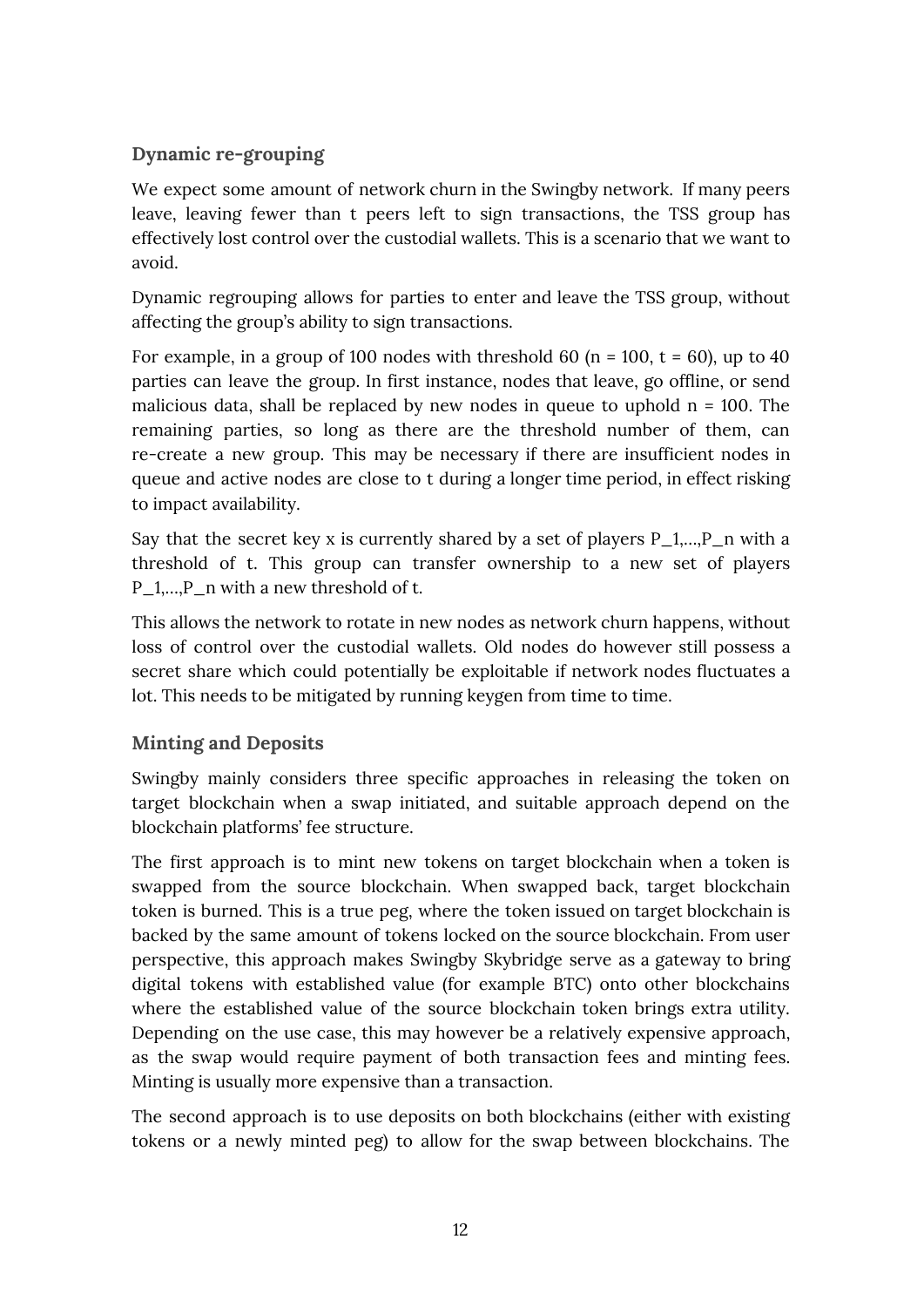### Dynamic re-grouping

We expect some amount of network churn in the Swingby network.  If many peers leave, leaving fewer than t peers left to sign transactions, the TSS group has effectively lost control over the custodial wallets. This is a scenario that we want to avoid.

Dynamic regrouping allows for parties to enter and leave the TSS group, without affecting the group's ability to sign transactions.

For example, in a group of 100 nodes with threshold 60 ($n = 100$, $t = 60$), up to 40 parties can leave the group. In first instance, nodes that leave, go offline, or send malicious data, shall be replaced by new nodes in queue to uphold $n = 100$. The remaining parties, so long as there are the threshold number of them, can re-create a new group. This may be necessary if there are insufficient nodes in queue and active nodes are close to t during a longer time period, in effect risking to impact availability.

Say that the secret key x is currently shared by a set of players $P_1,\ldots,P_n$ with a threshold of t. This group can transfer ownership to a new set of players $P_1,\ldots,P_n$ with a new threshold of t.

This allows the network to rotate in new nodes as network churn happens, without loss of control over the custodial wallets. Old nodes do however still possess a secret share which could potentially be exploitable if network nodes fluctuates a lot. This needs to be mitigated by running keygen from time to time.

### Minting and Deposits

Swingby mainly considers three specific approaches in releasing the token on target blockchain when a swap initiated, and suitable approach depend on the blockchain platforms' fee structure.

The first approach is to mint new tokens on target blockchain when a token is swapped from the source blockchain. When swapped back, target blockchain token is burned. This is a true peg, where the token issued on target blockchain is backed by the same amount of tokens locked on the source blockchain. From user perspective, this approach makes Swingby Skybridge serve as a gateway to bring digital tokens with established value (for example BTC) onto other blockchains where the established value of the source blockchain token brings extra utility. Depending on the use case, this may however be a relatively expensive approach, as the swap would require payment of both transaction fees and minting fees. Minting is usually more expensive than a transaction.

The second approach is to use deposits on both blockchains (either with existing tokens or a newly minted peg) to allow for the swap between blockchains. The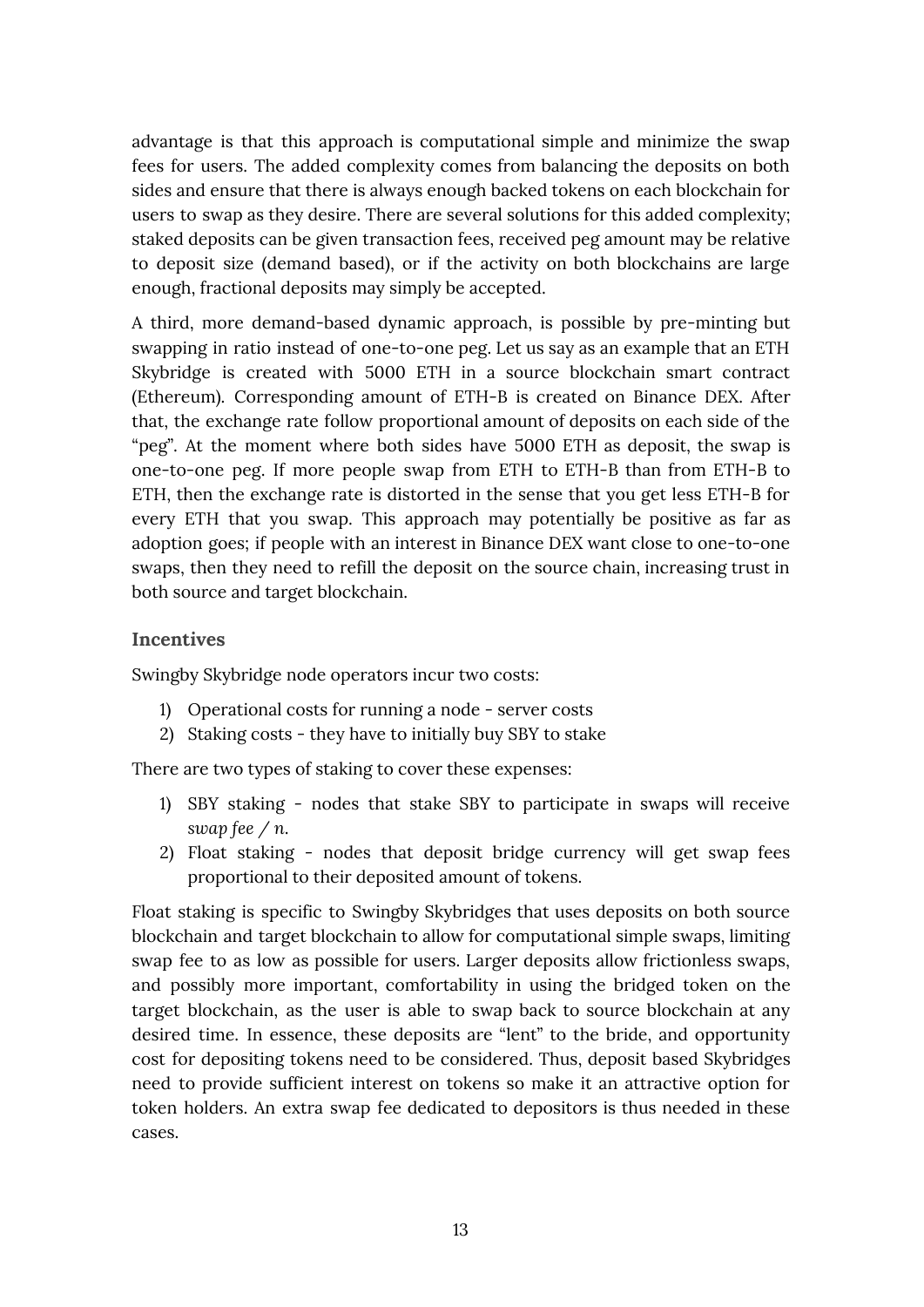advantage is that this approach is computational simple and minimize the swap fees for users. The added complexity comes from balancing the deposits on both sides and ensure that there is always enough backed tokens on each blockchain for users to swap as they desire. There are several solutions for this added complexity; staked deposits can be given transaction fees, received peg amount may be relative to deposit size (demand based), or if the activity on both blockchains are large enough, fractional deposits may simply be accepted.

A third, more demand-based dynamic approach, is possible by pre-minting but swapping in ratio instead of one-to-one peg. Let us say as an example that an ETH Skybridge is created with 5000 ETH in a source blockchain smart contract (Ethereum). Corresponding amount of ETH-B is created on Binance DEX. After that, the exchange rate follow proportional amount of deposits on each side of the "peg". At the moment where both sides have 5000 ETH as deposit, the swap is one-to-one peg. If more people swap from ETH to ETH-B than from ETH-B to ETH, then the exchange rate is distorted in the sense that you get less ETH-B for every ETH that you swap. This approach may potentially be positive as far as adoption goes; if people with an interest in Binance DEX want close to one-to-one swaps, then they need to refill the deposit on the source chain, increasing trust in both source and target blockchain.

### Incentives

Swingby Skybridge node operators incur two costs:

1) Operational costs for running a node - server costs
2) Staking costs - they have to initially buy SBY to stake

There are two types of staking to cover these expenses:

1) SBY staking - nodes that stake SBY to participate in swaps will receive *swap fee / n*.
2) Float staking - nodes that deposit bridge currency will get swap fees proportional to their deposited amount of tokens.

Float staking is specific to Swingby Skybridges that uses deposits on both source blockchain and target blockchain to allow for computational simple swaps, limiting swap fee to as low as possible for users. Larger deposits allow frictionless swaps, and possibly more important, comfortability in using the bridged token on the target blockchain, as the user is able to swap back to source blockchain at any desired time. In essence, these deposits are "lent" to the bride, and opportunity cost for depositing tokens need to be considered. Thus, deposit based Skybridges need to provide sufficient interest on tokens so make it an attractive option for token holders. An extra swap fee dedicated to depositors is thus needed in these cases.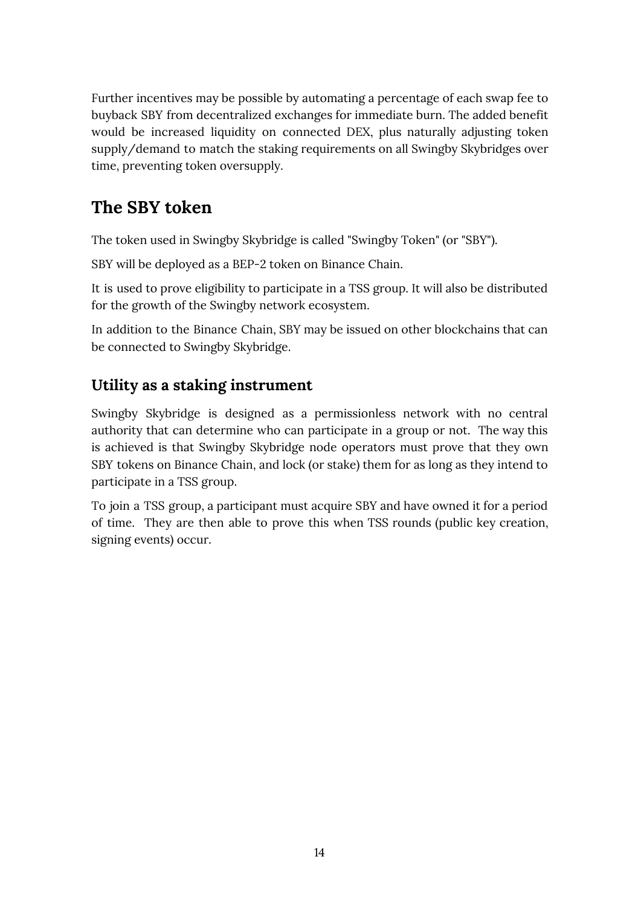Further incentives may be possible by automating a percentage of each swap fee to buyback SBY from decentralized exchanges for immediate burn. The added benefit would be increased liquidity on connected DEX, plus naturally adjusting token supply/demand to match the staking requirements on all Swingby Skybridges over time, preventing token oversupply.

## The SBY token

The token used in Swingby Skybridge is called "Swingby Token" (or "SBY").

SBY will be deployed as a BEP-2 token on Binance Chain.

It is used to prove eligibility to participate in a TSS group. It will also be distributed for the growth of the Swingby network ecosystem.

In addition to the Binance Chain, SBY may be issued on other blockchains that can be connected to Swingby Skybridge.

### Utility as a staking instrument

Swingby Skybridge is designed as a permissionless network with no central authority that can determine who can participate in a group or not. The way this is achieved is that Swingby Skybridge node operators must prove that they own SBY tokens on Binance Chain, and lock (or stake) them for as long as they intend to participate in a TSS group.

To join a TSS group, a participant must acquire SBY and have owned it for a period of time. They are then able to prove this when TSS rounds (public key creation, signing events) occur.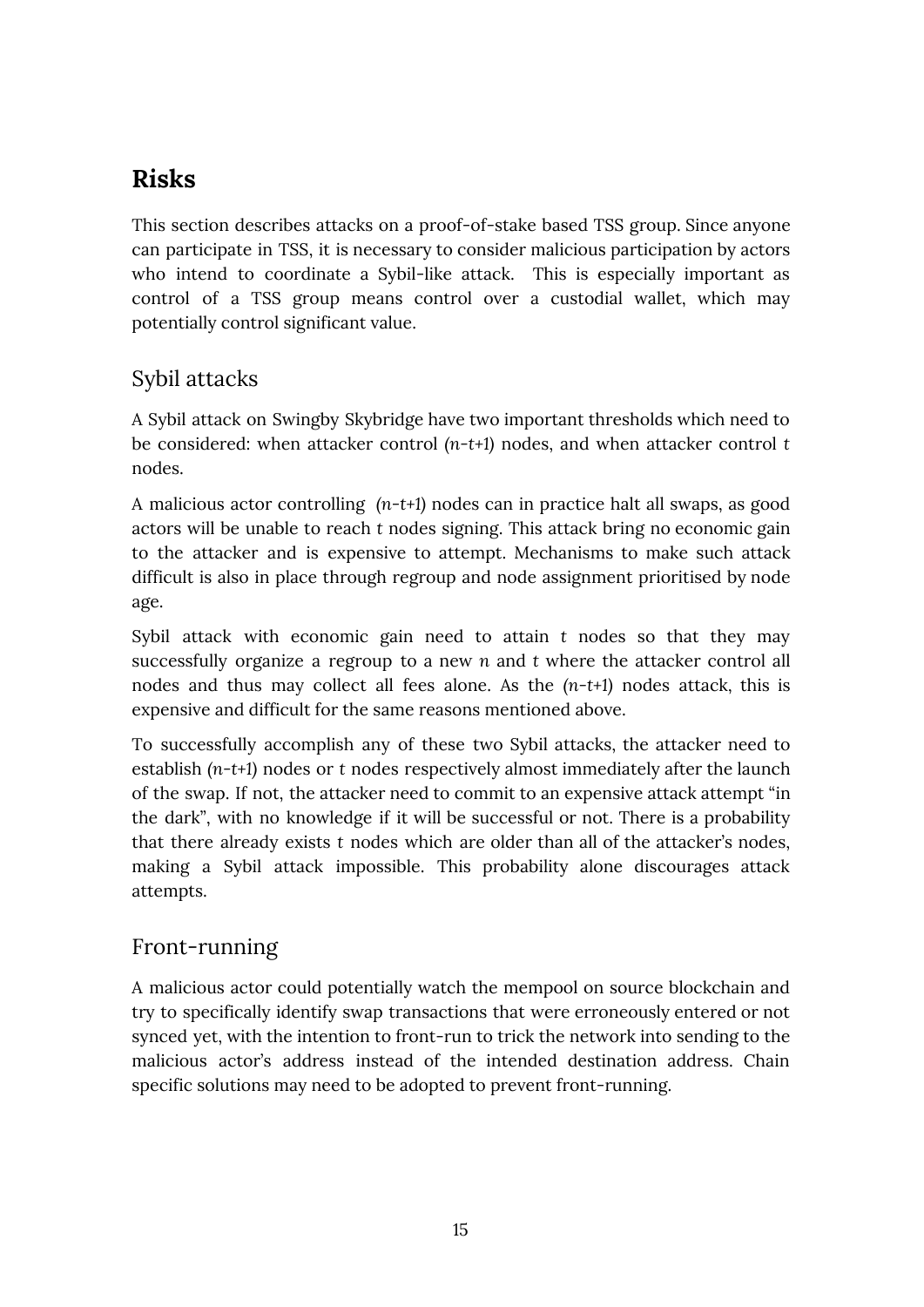## Risks

This section describes attacks on a proof-of-stake based TSS group. Since anyone can participate in TSS, it is necessary to consider malicious participation by actors who intend to coordinate a Sybil-like attack. This is especially important as control of a TSS group means control over a custodial wallet, which may potentially control significant value.

### Sybil attacks

A Sybil attack on Swingby Skybridge have two important thresholds which need to be considered: when attacker control $(n-t+1)$ nodes, and when attacker control $t$ nodes.

A malicious actor controlling $(n-t+1)$ nodes can in practice halt all swaps, as good actors will be unable to reach $t$ nodes signing. This attack bring no economic gain to the attacker and is expensive to attempt. Mechanisms to make such attack difficult is also in place through regroup and node assignment prioritised by node age.

Sybil attack with economic gain need to attain $t$ nodes so that they may successfully organize a regroup to a new $n$ and $t$ where the attacker control all nodes and thus may collect all fees alone. As the $(n-t+1)$ nodes attack, this is expensive and difficult for the same reasons mentioned above.

To successfully accomplish any of these two Sybil attacks, the attacker need to establish $(n-t+1)$ nodes or $t$ nodes respectively almost immediately after the launch of the swap. If not, the attacker need to commit to an expensive attack attempt “in the dark”, with no knowledge if it will be successful or not. There is a probability that there already exists $t$ nodes which are older than all of the attacker’s nodes, making a Sybil attack impossible. This probability alone discourages attack attempts.

### Front-running

A malicious actor could potentially watch the mempool on source blockchain and try to specifically identify swap transactions that were erroneously entered or not synced yet, with the intention to front-run to trick the network into sending to the malicious actor’s address instead of the intended destination address. Chain specific solutions may need to be adopted to prevent front-running.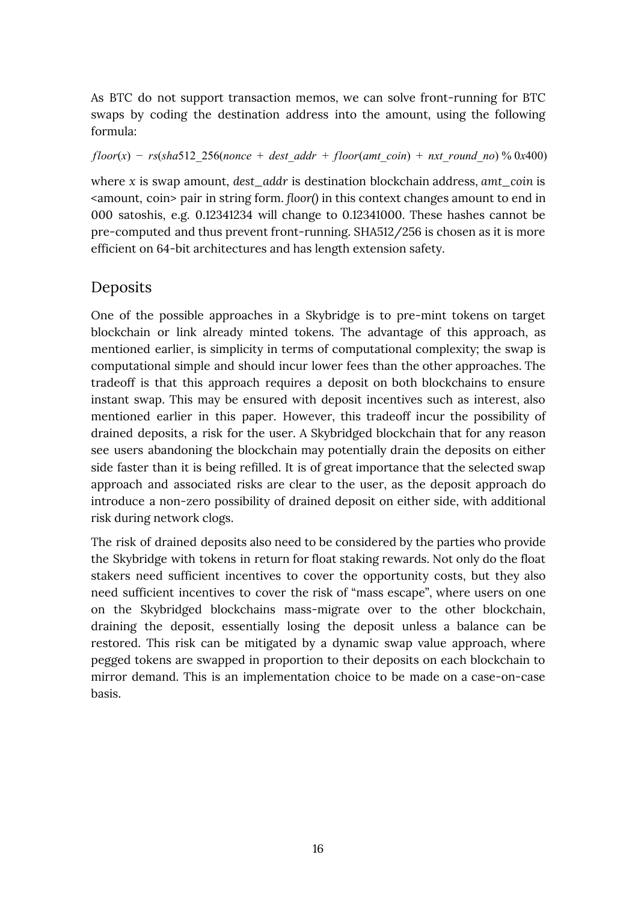As BTC do not support transaction memos, we can solve front-running for BTC swaps by coding the destination address into the amount, using the following formula:

$$floor(x) - rs(sha512\_256(nonce + dest\_addr + floor(amt\_coin) + nxt\_round\_no) \% 0x400)$$

where $x$ is swap amount, *dest_addr* is destination blockchain address, *amt_coin* is <amount, coin> pair in string form. *floor()* in this context changes amount to end in 000 satoshis, e.g. 0.12341234 will change to 0.12341000. These hashes cannot be pre-computed and thus prevent front-running. SHA512/256 is chosen as it is more efficient on 64-bit architectures and has length extension safety.

## Deposits

One of the possible approaches in a Skybridge is to pre-mint tokens on target blockchain or link already minted tokens. The advantage of this approach, as mentioned earlier, is simplicity in terms of computational complexity; the swap is computational simple and should incur lower fees than the other approaches. The tradeoff is that this approach requires a deposit on both blockchains to ensure instant swap. This may be ensured with deposit incentives such as interest, also mentioned earlier in this paper. However, this tradeoff incur the possibility of drained deposits, a risk for the user. A Skybridged blockchain that for any reason see users abandoning the blockchain may potentially drain the deposits on either side faster than it is being refilled. It is of great importance that the selected swap approach and associated risks are clear to the user, as the deposit approach do introduce a non-zero possibility of drained deposit on either side, with additional risk during network clogs.

The risk of drained deposits also need to be considered by the parties who provide the Skybridge with tokens in return for float staking rewards. Not only do the float stakers need sufficient incentives to cover the opportunity costs, but they also need sufficient incentives to cover the risk of "mass escape", where users on one on the Skybridged blockchains mass-migrate over to the other blockchain, draining the deposit, essentially losing the deposit unless a balance can be restored. This risk can be mitigated by a dynamic swap value approach, where pegged tokens are swapped in proportion to their deposits on each blockchain to mirror demand. This is an implementation choice to be made on a case-on-case basis.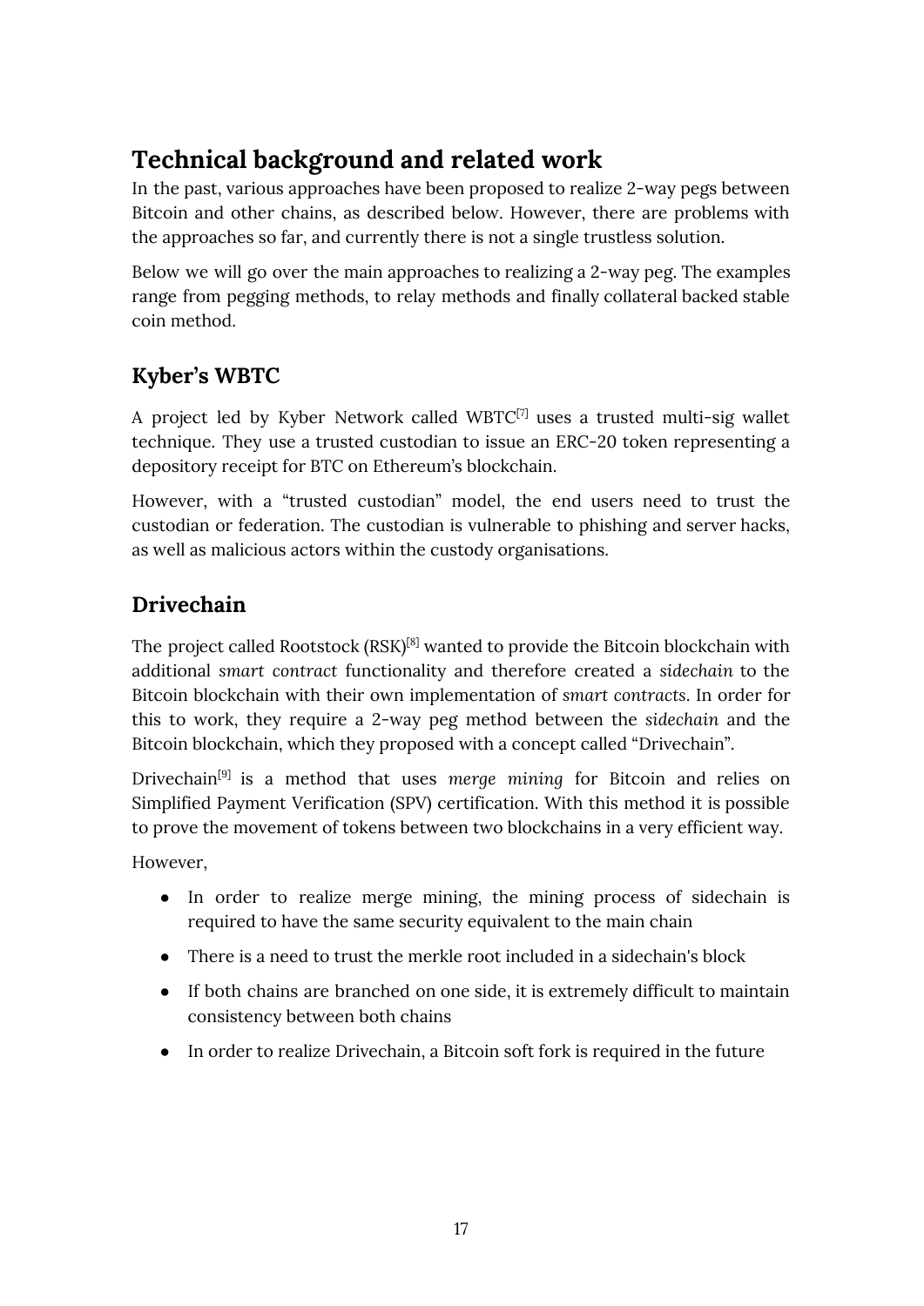## Technical background and related work

In the past, various approaches have been proposed to realize 2-way pegs between Bitcoin and other chains, as described below. However, there are problems with the approaches so far, and currently there is not a single trustless solution.

Below we will go over the main approaches to realizing a 2-way peg. The examples range from pegging methods, to relay methods and finally collateral backed stable coin method.

### Kyber's WBTC

A project led by Kyber Network called WBTC[7] uses a trusted multi-sig wallet technique. They use a trusted custodian to issue an ERC-20 token representing a depository receipt for BTC on Ethereum's blockchain.

However, with a "trusted custodian" model, the end users need to trust the custodian or federation. The custodian is vulnerable to phishing and server hacks, as well as malicious actors within the custody organisations.

### Drivechain

The project called Rootstock (RSK)[8] wanted to provide the Bitcoin blockchain with additional *smart contract* functionality and therefore created a *sidechain* to the Bitcoin blockchain with their own implementation of *smart contracts*. In order for this to work, they require a 2-way peg method between the *sidechain* and the Bitcoin blockchain, which they proposed with a concept called "Drivechain".

Drivechain[9] is a method that uses *merge mining* for Bitcoin and relies on Simplified Payment Verification (SPV) certification. With this method it is possible to prove the movement of tokens between two blockchains in a very efficient way.

However,

- In order to realize merge mining, the mining process of sidechain is required to have the same security equivalent to the main chain
- There is a need to trust the merkle root included in a sidechain's block
- If both chains are branched on one side, it is extremely difficult to maintain consistency between both chains
- In order to realize Drivechain, a Bitcoin soft fork is required in the future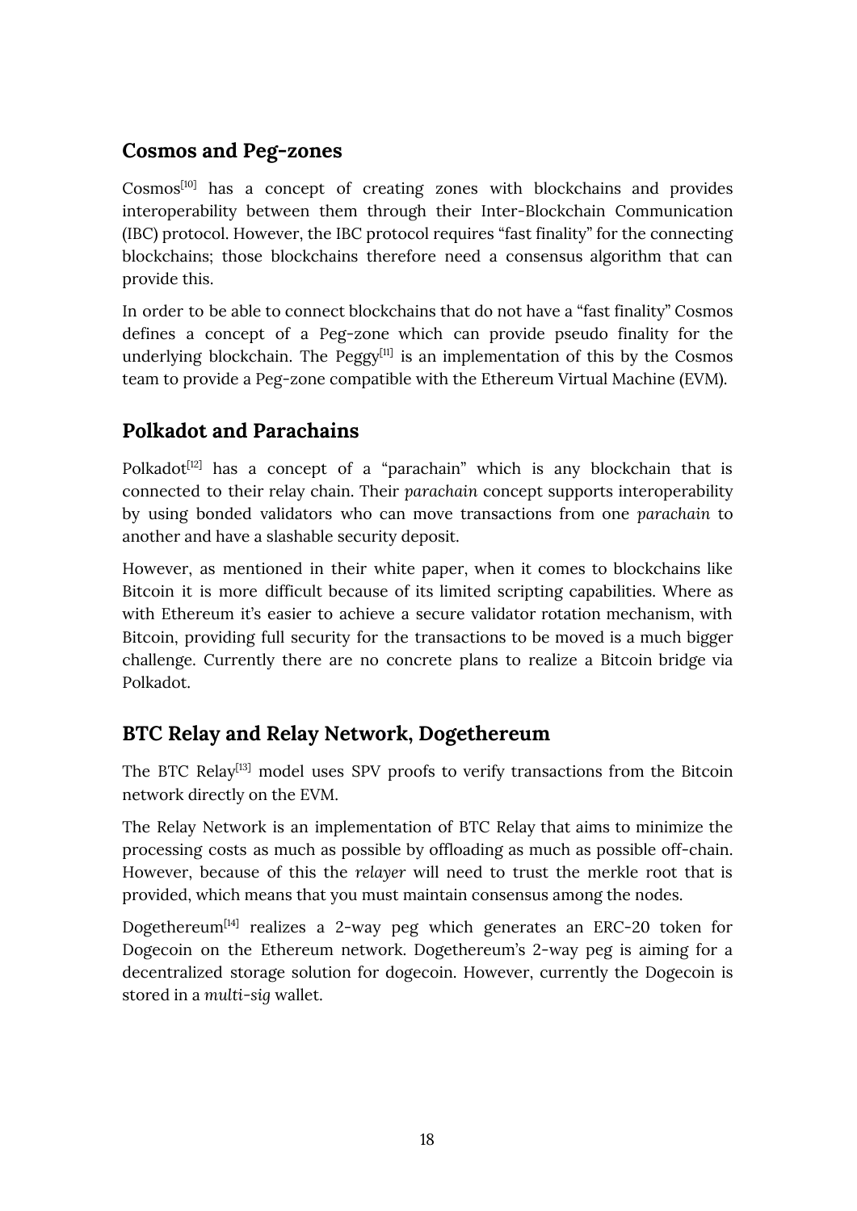## Cosmos and Peg-zones

Cosmos[10] has a concept of creating zones with blockchains and provides interoperability between them through their Inter-Blockchain Communication (IBC) protocol. However, the IBC protocol requires "fast finality" for the connecting blockchains; those blockchains therefore need a consensus algorithm that can provide this.

In order to be able to connect blockchains that do not have a "fast finality" Cosmos defines a concept of a Peg-zone which can provide pseudo finality for the underlying blockchain. The Peggy[11] is an implementation of this by the Cosmos team to provide a Peg-zone compatible with the Ethereum Virtual Machine (EVM).

## Polkadot and Parachains

Polkadot[12] has a concept of a "parachain" which is any blockchain that is connected to their relay chain. Their *parachain* concept supports interoperability by using bonded validators who can move transactions from one *parachain* to another and have a slashable security deposit.

However, as mentioned in their white paper, when it comes to blockchains like Bitcoin it is more difficult because of its limited scripting capabilities. Where as with Ethereum it's easier to achieve a secure validator rotation mechanism, with Bitcoin, providing full security for the transactions to be moved is a much bigger challenge. Currently there are no concrete plans to realize a Bitcoin bridge via Polkadot.

## BTC Relay and Relay Network, Dogethereum

The BTC Relay[13] model uses SPV proofs to verify transactions from the Bitcoin network directly on the EVM.

The Relay Network is an implementation of BTC Relay that aims to minimize the processing costs as much as possible by offloading as much as possible off-chain. However, because of this the *relayer* will need to trust the merkle root that is provided, which means that you must maintain consensus among the nodes.

Dogethereum[14] realizes a 2-way peg which generates an ERC-20 token for Dogecoin on the Ethereum network. Dogethereum's 2-way peg is aiming for a decentralized storage solution for dogecoin. However, currently the Dogecoin is stored in a *multi-sig* wallet.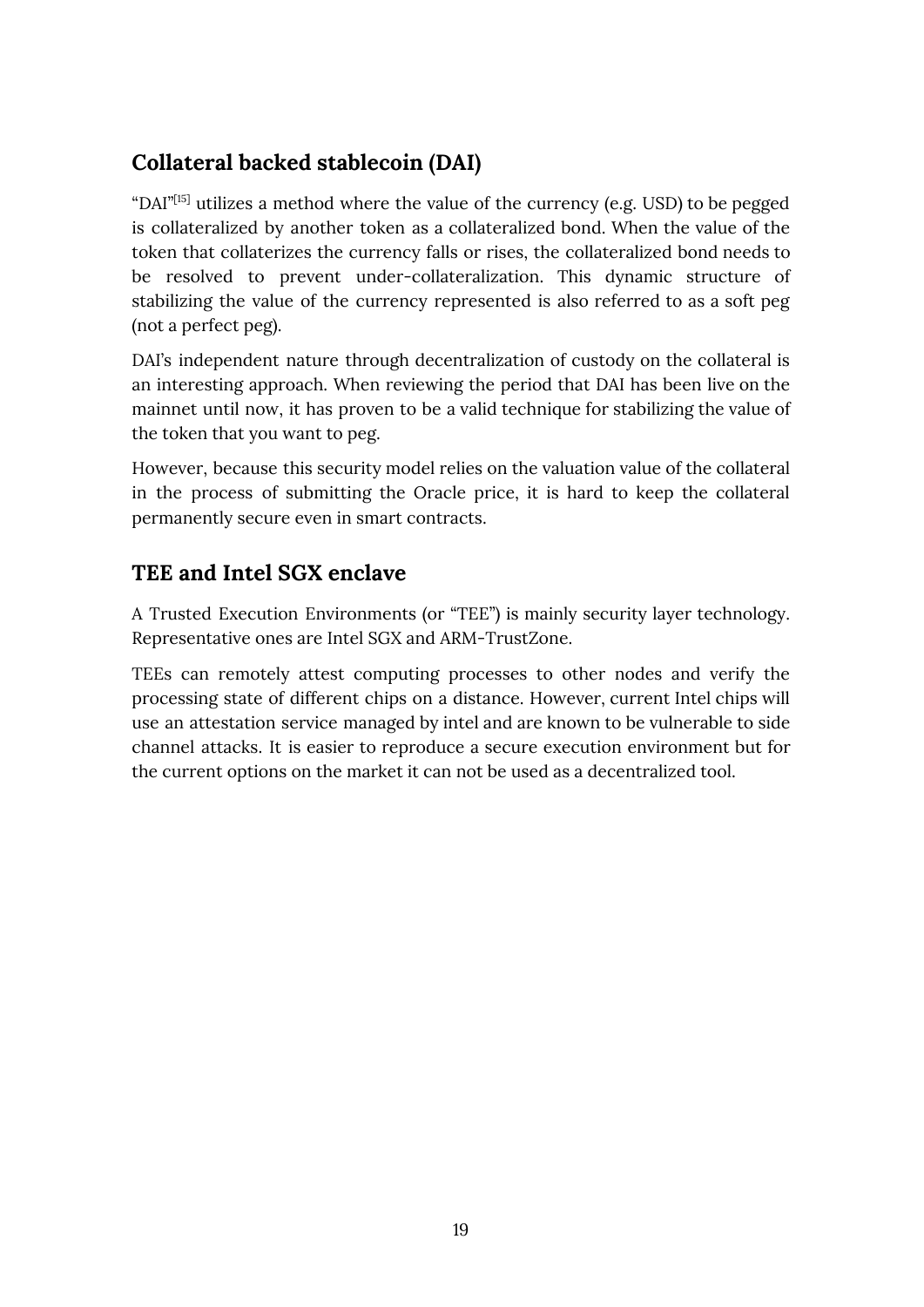## Collateral backed stablecoin (DAI)

“DAI”[15] utilizes a method where the value of the currency (e.g. USD) to be pegged is collateralized by another token as a collateralized bond. When the value of the token that collaterizes the currency falls or rises, the collateralized bond needs to be resolved to prevent under-collateralization. This dynamic structure of stabilizing the value of the currency represented is also referred to as a soft peg (not a perfect peg).

DAI’s independent nature through decentralization of custody on the collateral is an interesting approach. When reviewing the period that DAI has been live on the mainnet until now, it has proven to be a valid technique for stabilizing the value of the token that you want to peg.

However, because this security model relies on the valuation value of the collateral in the process of submitting the Oracle price, it is hard to keep the collateral permanently secure even in smart contracts.

## TEE and Intel SGX enclave

A Trusted Execution Environments (or “TEE”) is mainly security layer technology. Representative ones are Intel SGX and ARM-TrustZone.

TEEs can remotely attest computing processes to other nodes and verify the processing state of different chips on a distance. However, current Intel chips will use an attestation service managed by intel and are known to be vulnerable to side channel attacks. It is easier to reproduce a secure execution environment but for the current options on the market it can not be used as a decentralized tool.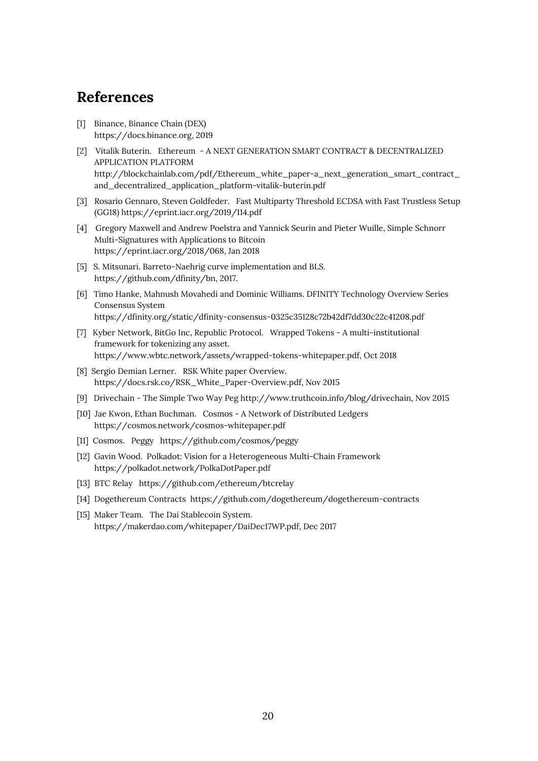## References

[1] Binance, Binance Chain (DEX) https://docs.binance.org, 2019

[2] Vitalik Buterin. Ethereum - A NEXT GENERATION SMART CONTRACT & DECENTRALIZED APPLICATION PLATFORM http://blockchainlab.com/pdf/Ethereum_white_paper-a_next_generation_smart_contract_and_decentralized_application_platform-vitalik-buterin.pdf

[3] Rosario Gennaro, Steven Goldfeder. Fast Multiparty Threshold ECDSA with Fast Trustless Setup (GG18) https://eprint.iacr.org/2019/114.pdf

[4] Gregory Maxwell and Andrew Poelstra and Yannick Seurin and Pieter Wuille, Simple Schnorr Multi-Signatures with Applications to Bitcoin https://eprint.iacr.org/2018/068, Jan 2018

[5] S. Mitsunari. Barreto-Naehrig curve implementation and BLS. https://github.com/dfinity/bn, 2017.

[6] Timo Hanke, Mahnush Movahedi and Dominic Williams. DFINITY Technology Overview Series Consensus System https://dfinity.org/static/dfinity-consensus-0325c35128c72b42df7dd30c22c41208.pdf

[7] Kyber Network, BitGo Inc, Republic Protocol. Wrapped Tokens - A multi-institutional framework for tokenizing any asset. https://www.wbtc.network/assets/wrapped-tokens-whitepaper.pdf, Oct 2018

[8] Sergio Demian Lerner. RSK White paper Overview. https://docs.rsk.co/RSK_White_Paper-Overview.pdf, Nov 2015

[9] Drivechain - The Simple Two Way Peg http://www.truthcoin.info/blog/drivechain, Nov 2015

[10] Jae Kwon, Ethan Buchman. Cosmos - A Network of Distributed Ledgers https://cosmos.network/cosmos-whitepaper.pdf

[11] Cosmos. Peggy https://github.com/cosmos/peggy

[12] Gavin Wood. Polkadot: Vision for a Heterogeneous Multi-Chain Framework https://polkadot.network/PolkaDotPaper.pdf

[13] BTC Relay https://github.com/ethereum/btcrelay

[14] Dogethereum Contracts https://github.com/dogethereum/dogethereum-contracts

[15] Maker Team. The Dai Stablecoin System. https://makerdao.com/whitepaper/DaiDec17WP.pdf, Dec 2017